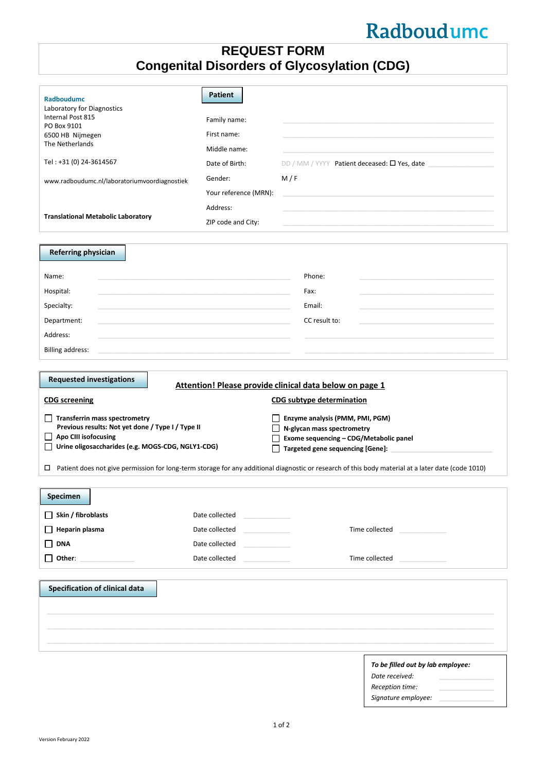Radboudumc

# REQUEST FORM
# Congenital Disorders of Glycosylation (CDG)

**Radboudumc**
Laboratory for Diagnostics
Internal Post 815
PO Box 9101
6500 HB Nijmegen
The Netherlands

Tel : +31 (0) 24-3614567

www.radboudumc.nl/laboratoriumvoordiagnostiek

**Translational Metabolic Laboratory**

## Patient

Family name:

First name:

Middle name:

Date of Birth: DD / MM / YYYY Patient deceased: ☐ Yes, date

Gender: M / F

Your reference (MRN):

Address:

ZIP code and City:

## Referring physician

| | | | |
|---|---|---|---|
| Name: | | Phone: | |
| Hospital: | | Fax: | |
| Specialty: | | Email: | |
| Department: | | CC result to: | |
| Address: | | | |
| Billing address: | | | |

## Requested investigations

**Attention! Please provide clinical data below on page 1**

**CDG screening**

- ☐ **Transferrin mass spectrometry**
  **Previous results: Not yet done / Type I / Type II**
- ☐ **Apo CIII isofocusing**
- ☐ **Urine oligosaccharides (e.g. MOGS-CDG, NGLY1-CDG)**

**CDG subtype determination**

- ☐ **Enzyme analysis (PMM, PMI, PGM)**
- ☐ **N-glycan mass spectrometry**
- ☐ **Exome sequencing – CDG/Metabolic panel**
- ☐ **Targeted gene sequencing [Gene]:**

☐ Patient does not give permission for long-term storage for any additional diagnostic or research of this body material at a later date (code 1010)

## Specimen

| | | |
|---|---|---|
| ☐ **Skin / fibroblasts** | Date collected | |
| ☐ **Heparin plasma** | Date collected | Time collected |
| ☐ **DNA** | Date collected | |
| ☐ **Other**: | Date collected | Time collected |

## Specification of clinical data

*To be filled out by lab employee:*

*Date received:*

*Reception time:*

*Signature employee:*

Version February 2022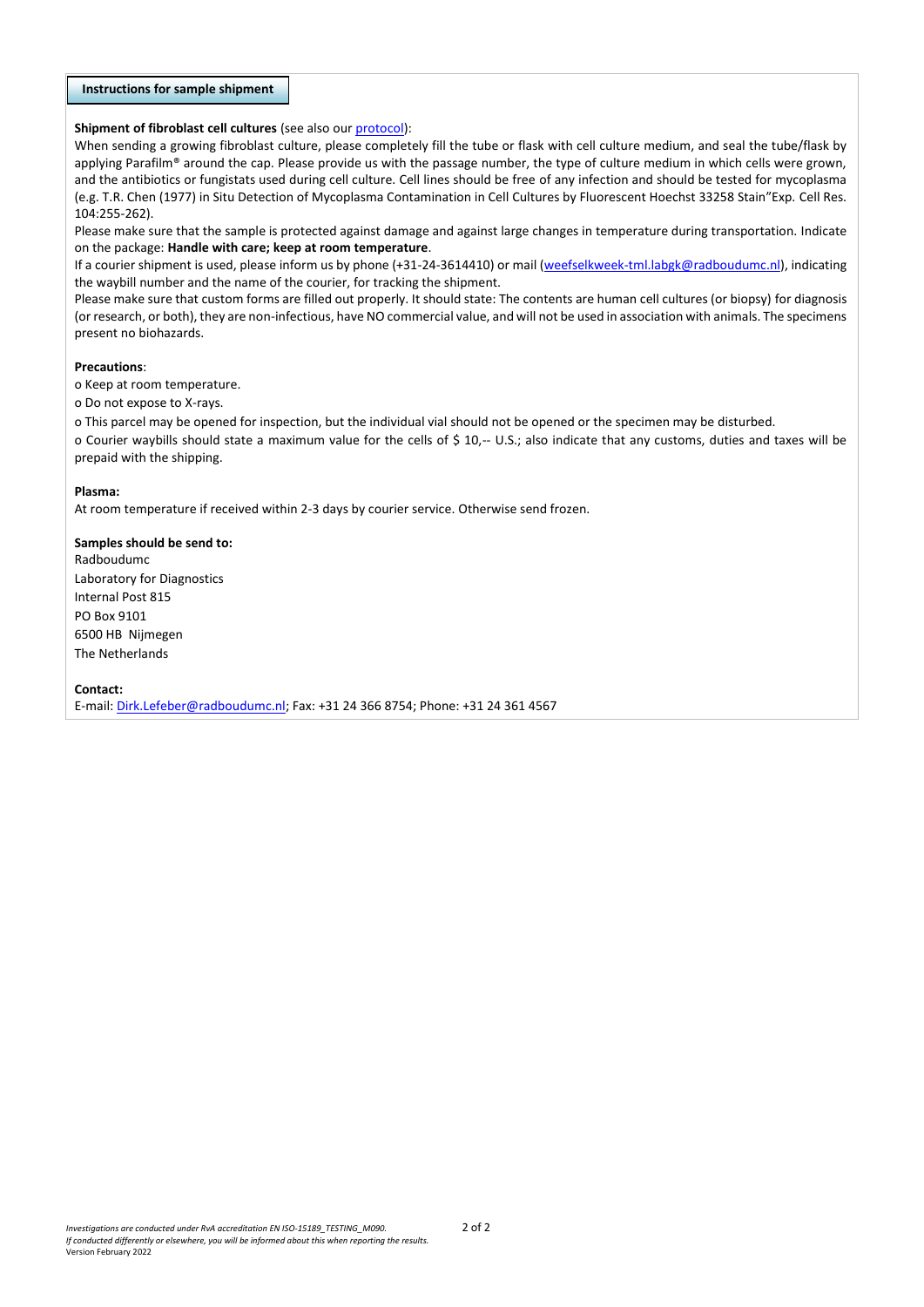## Instructions for sample shipment

**Shipment of fibroblast cell cultures** (see also our [protocol]()):

When sending a growing fibroblast culture, please completely fill the tube or flask with cell culture medium, and seal the tube/flask by applying Parafilm® around the cap. Please provide us with the passage number, the type of culture medium in which cells were grown, and the antibiotics or fungistats used during cell culture. Cell lines should be free of any infection and should be tested for mycoplasma (e.g. T.R. Chen (1977) in Situ Detection of Mycoplasma Contamination in Cell Cultures by Fluorescent Hoechst 33258 Stain"Exp. Cell Res. 104:255-262).

Please make sure that the sample is protected against damage and against large changes in temperature during transportation. Indicate on the package: **Handle with care; keep at room temperature**.

If a courier shipment is used, please inform us by phone (+31-24-3614410) or mail (weefselkweek-tml.labgk@radboudumc.nl), indicating the waybill number and the name of the courier, for tracking the shipment.

Please make sure that custom forms are filled out properly. It should state: The contents are human cell cultures (or biopsy) for diagnosis (or research, or both), they are non-infectious, have NO commercial value, and will not be used in association with animals. The specimens present no biohazards.

**Precautions**:

- Keep at room temperature.
- Do not expose to X-rays.
- This parcel may be opened for inspection, but the individual vial should not be opened or the specimen may be disturbed.
- Courier waybills should state a maximum value for the cells of $ 10,-- U.S.; also indicate that any customs, duties and taxes will be prepaid with the shipping.

**Plasma:**

At room temperature if received within 2-3 days by courier service. Otherwise send frozen.

**Samples should be send to:**

Radboudumc
Laboratory for Diagnostics
Internal Post 815
PO Box 9101
6500 HB Nijmegen
The Netherlands

**Contact:**

E-mail: Dirk.Lefeber@radboudumc.nl; Fax: +31 24 366 8754; Phone: +31 24 361 4567

*Investigations are conducted under RvA accreditation EN ISO-15189_TESTING_M090.*
*If conducted differently or elsewhere, you will be informed about this when reporting the results.*
Version February 2022